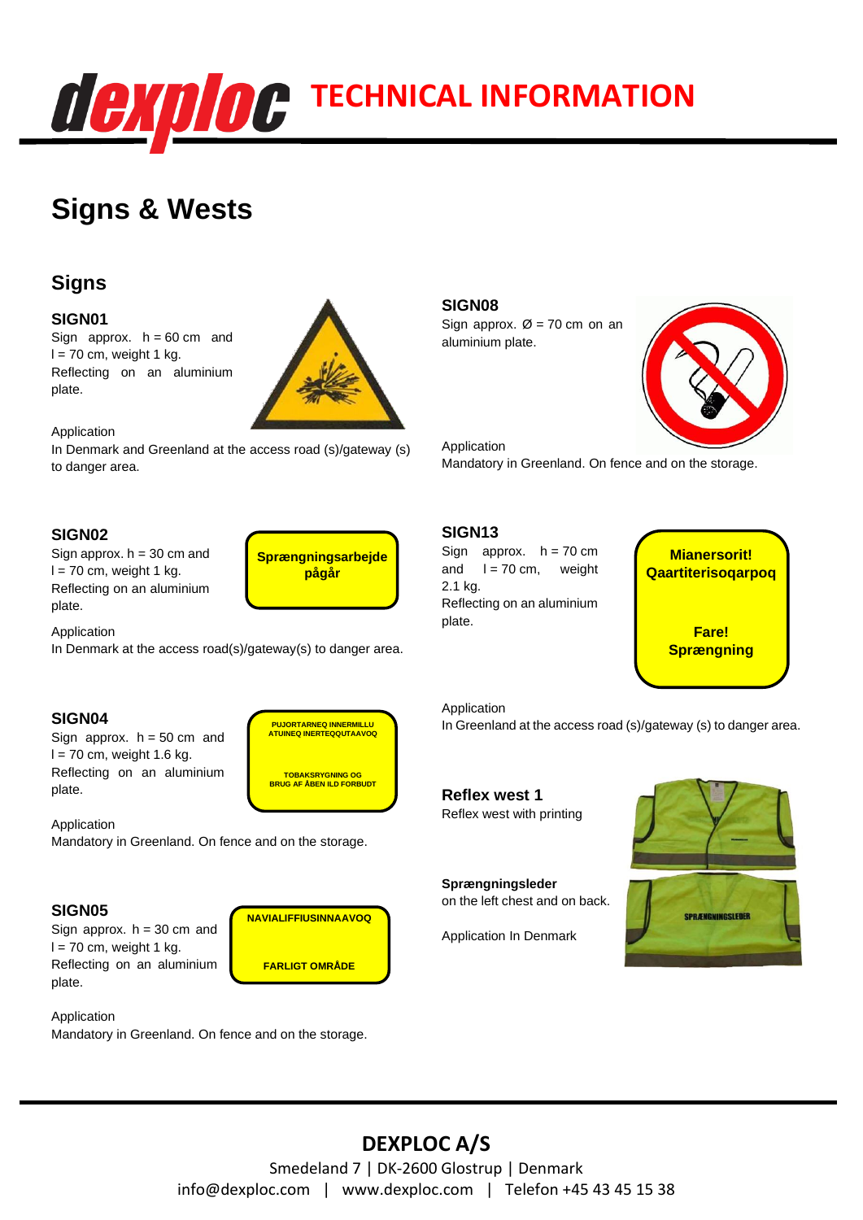# TECHNICAL INFORMATION

# Signs & Wests

## Signs

### SIGN01

Sign approx. h = 60 cm and l = 70 cm, weight 1 kg.
Reflecting on an aluminium plate.

Application
In Denmark and Greenland at the access road (s)/gateway (s) to danger area.

### SIGN02

Sign approx. h = 30 cm and l = 70 cm, weight 1 kg.
Reflecting on an aluminium plate.

**Sprængningsarbejde pågår**

Application
In Denmark at the access road(s)/gateway(s) to danger area.

### SIGN04

Sign approx. h = 50 cm and l = 70 cm, weight 1.6 kg.
Reflecting on an aluminium plate.

**PUJORTARNEQ INNERMILLU ATUINEQ INERTEQQUTAAVOQ**

**TOBAKSRYGNING OG BRUG AF ÅBEN ILD FORBUDT**

Application
Mandatory in Greenland. On fence and on the storage.

### SIGN05

Sign approx. h = 30 cm and l = 70 cm, weight 1 kg.
Reflecting on an aluminium plate.

**NAVIALIFFIUSINNAAVOQ**

**FARLIGT OMRÅDE**

Application
Mandatory in Greenland. On fence and on the storage.

### SIGN08

Sign approx. Ø = 70 cm on an aluminium plate.

Application
Mandatory in Greenland. On fence and on the storage.

### SIGN13

Sign approx. h = 70 cm and l = 70 cm, weight 2.1 kg.
Reflecting on an aluminium plate.

**Mianersorit! Qaartiterisoqarpoq**

**Fare! Sprængning**

Application
In Greenland at the access road (s)/gateway (s) to danger area.

### Reflex west 1

Reflex west with printing

**Sprængningsleder**
on the left chest and on back.

Application In Denmark

**DEXPLOC A/S**
Smedeland 7 | DK-2600 Glostrup | Denmark
info@dexploc.com | www.dexploc.com | Telefon +45 43 45 15 38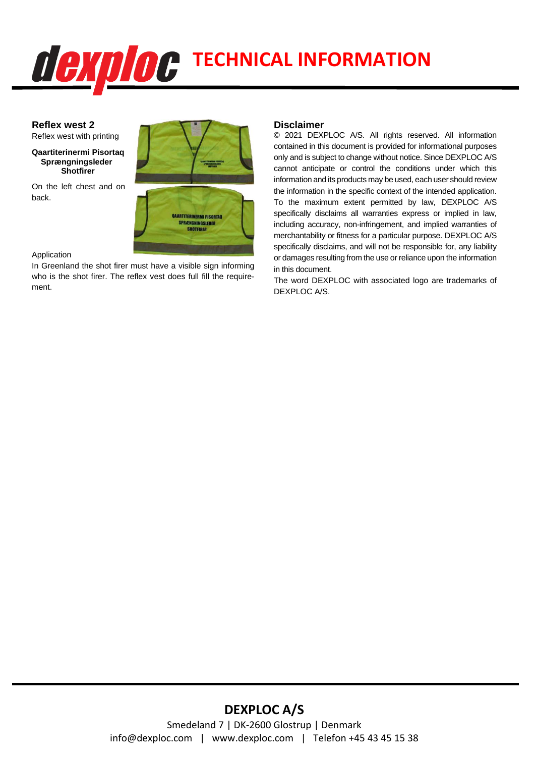# dexploc TECHNICAL INFORMATION

## Reflex west 2

Reflex west with printing

**Qaartiterinermi Pisortaq**
**Sprængningsleder**
**Shotfirer**

On the left chest and on back.

Application

In Greenland the shot firer must have a visible sign informing who is the shot firer. The reflex vest does full fill the require-ment.

## Disclaimer

© 2021 DEXPLOC A/S. All rights reserved. All information contained in this document is provided for informational purposes only and is subject to change without notice. Since DEXPLOC A/S cannot anticipate or control the conditions under which this information and its products may be used, each user should review the information in the specific context of the intended application. To the maximum extent permitted by law, DEXPLOC A/S specifically disclaims all warranties express or implied in law, including accuracy, non-infringement, and implied warranties of merchantability or fitness for a particular purpose. DEXPLOC A/S specifically disclaims, and will not be responsible for, any liability or damages resulting from the use or reliance upon the information in this document.

The word DEXPLOC with associated logo are trademarks of DEXPLOC A/S.

**DEXPLOC A/S**

Smedeland 7 | DK-2600 Glostrup | Denmark

info@dexploc.com | www.dexploc.com | Telefon +45 43 45 15 38